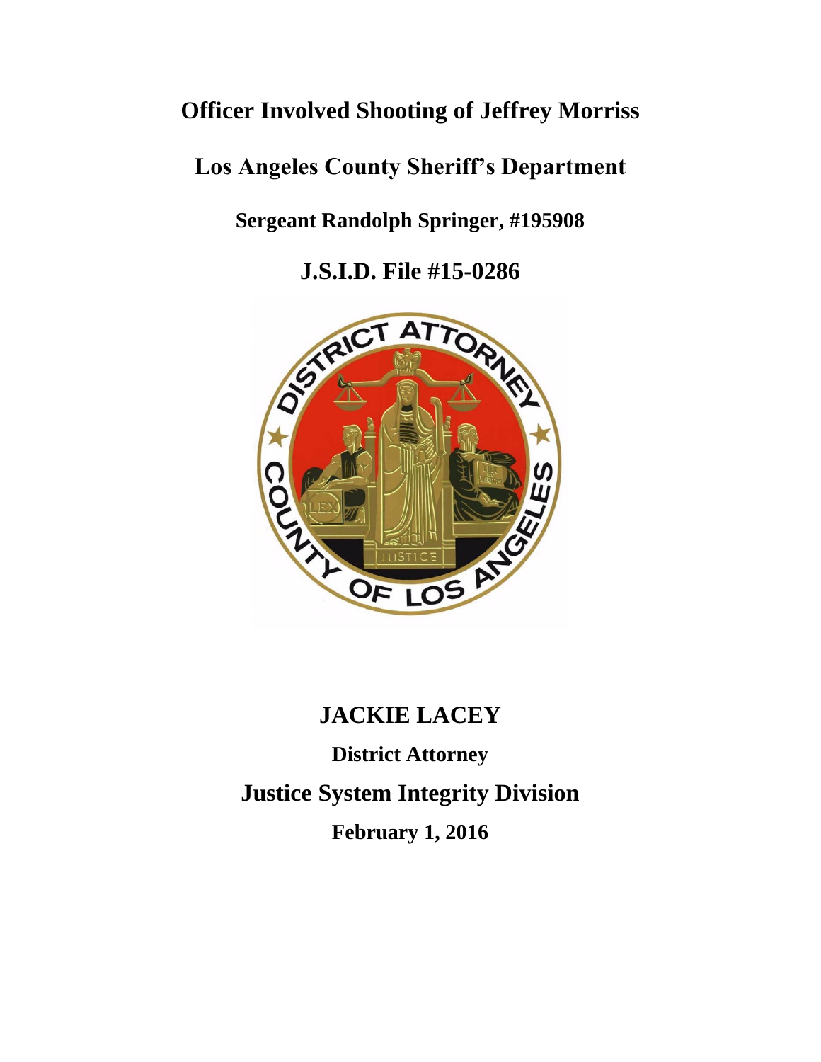# Officer Involved Shooting of Jeffrey Morriss

## Los Angeles County Sheriff's Department

### Sergeant Randolph Springer, #195908

## J.S.I.D. File #15-0286

## JACKIE LACEY

### District Attorney

## Justice System Integrity Division

### February 1, 2016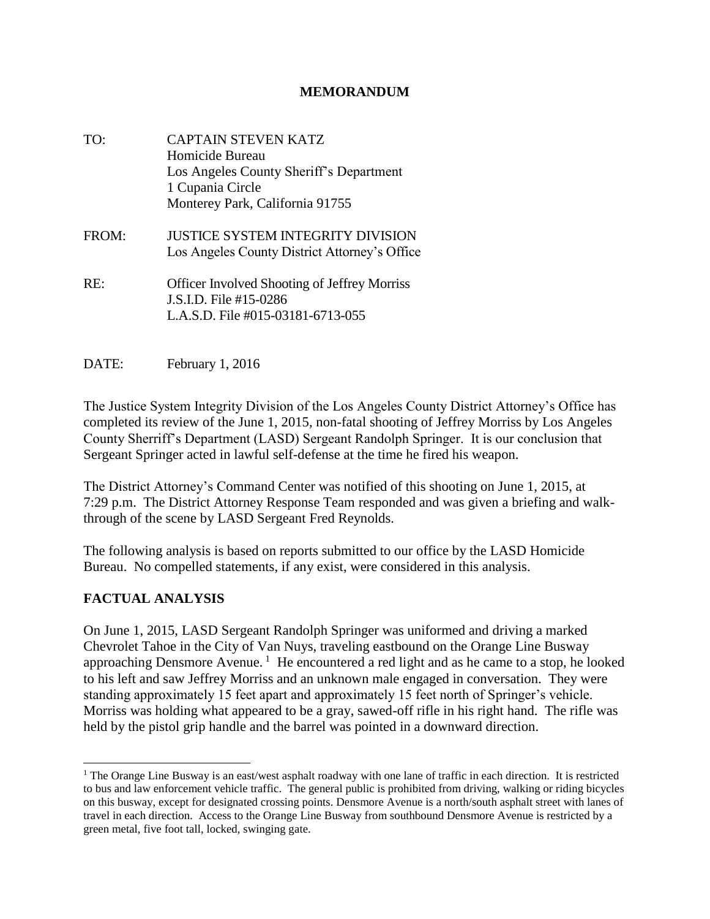**MEMORANDUM**

TO: CAPTAIN STEVEN KATZ
Homicide Bureau
Los Angeles County Sheriff's Department
1 Cupania Circle
Monterey Park, California 91755

FROM: JUSTICE SYSTEM INTEGRITY DIVISION
Los Angeles County District Attorney's Office

RE: Officer Involved Shooting of Jeffrey Morriss
J.S.I.D. File #15-0286
L.A.S.D. File #015-03181-6713-055

DATE: February 1, 2016

The Justice System Integrity Division of the Los Angeles County District Attorney's Office has completed its review of the June 1, 2015, non-fatal shooting of Jeffrey Morriss by Los Angeles County Sherriff's Department (LASD) Sergeant Randolph Springer. It is our conclusion that Sergeant Springer acted in lawful self-defense at the time he fired his weapon.

The District Attorney's Command Center was notified of this shooting on June 1, 2015, at 7:29 p.m. The District Attorney Response Team responded and was given a briefing and walk-through of the scene by LASD Sergeant Fred Reynolds.

The following analysis is based on reports submitted to our office by the LASD Homicide Bureau. No compelled statements, if any exist, were considered in this analysis.

## FACTUAL ANALYSIS

On June 1, 2015, LASD Sergeant Randolph Springer was uniformed and driving a marked Chevrolet Tahoe in the City of Van Nuys, traveling eastbound on the Orange Line Busway approaching Densmore Avenue. [1] He encountered a red light and as he came to a stop, he looked to his left and saw Jeffrey Morriss and an unknown male engaged in conversation. They were standing approximately 15 feet apart and approximately 15 feet north of Springer's vehicle. Morriss was holding what appeared to be a gray, sawed-off rifle in his right hand. The rifle was held by the pistol grip handle and the barrel was pointed in a downward direction.

[1] The Orange Line Busway is an east/west asphalt roadway with one lane of traffic in each direction. It is restricted to bus and law enforcement vehicle traffic. The general public is prohibited from driving, walking or riding bicycles on this busway, except for designated crossing points. Densmore Avenue is a north/south asphalt street with lanes of travel in each direction. Access to the Orange Line Busway from southbound Densmore Avenue is restricted by a green metal, five foot tall, locked, swinging gate.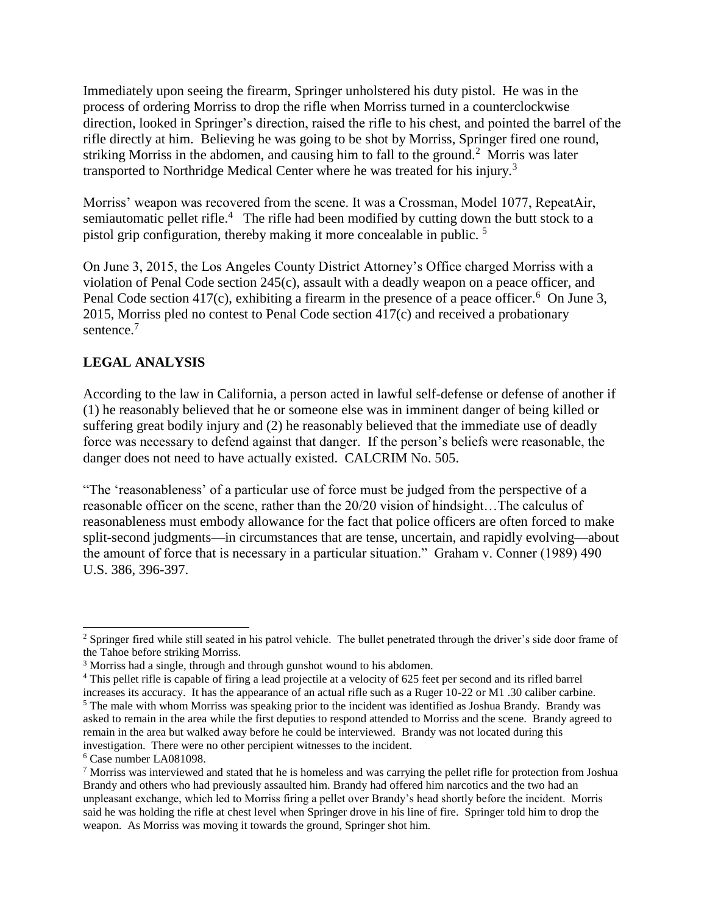Immediately upon seeing the firearm, Springer unholstered his duty pistol. He was in the process of ordering Morriss to drop the rifle when Morriss turned in a counterclockwise direction, looked in Springer's direction, raised the rifle to his chest, and pointed the barrel of the rifle directly at him. Believing he was going to be shot by Morriss, Springer fired one round, striking Morriss in the abdomen, and causing him to fall to the ground.[2] Morris was later transported to Northridge Medical Center where he was treated for his injury.[3]

Morriss' weapon was recovered from the scene. It was a Crossman, Model 1077, RepeatAir, semiautomatic pellet rifle.[4] The rifle had been modified by cutting down the butt stock to a pistol grip configuration, thereby making it more concealable in public.[5]

On June 3, 2015, the Los Angeles County District Attorney's Office charged Morriss with a violation of Penal Code section 245(c), assault with a deadly weapon on a peace officer, and Penal Code section 417(c), exhibiting a firearm in the presence of a peace officer.[6] On June 3, 2015, Morriss pled no contest to Penal Code section 417(c) and received a probationary sentence.[7]

## LEGAL ANALYSIS

According to the law in California, a person acted in lawful self-defense or defense of another if (1) he reasonably believed that he or someone else was in imminent danger of being killed or suffering great bodily injury and (2) he reasonably believed that the immediate use of deadly force was necessary to defend against that danger. If the person's beliefs were reasonable, the danger does not need to have actually existed. CALCRIM No. 505.

"The 'reasonableness' of a particular use of force must be judged from the perspective of a reasonable officer on the scene, rather than the 20/20 vision of hindsight…The calculus of reasonableness must embody allowance for the fact that police officers are often forced to make split-second judgments—in circumstances that are tense, uncertain, and rapidly evolving—about the amount of force that is necessary in a particular situation." Graham v. Conner (1989) 490 U.S. 386, 396-397.

---

[2] Springer fired while still seated in his patrol vehicle. The bullet penetrated through the driver's side door frame of the Tahoe before striking Morriss.

[3] Morriss had a single, through and through gunshot wound to his abdomen.

[4] This pellet rifle is capable of firing a lead projectile at a velocity of 625 feet per second and its rifled barrel increases its accuracy. It has the appearance of an actual rifle such as a Ruger 10-22 or M1 .30 caliber carbine.

[5] The male with whom Morriss was speaking prior to the incident was identified as Joshua Brandy. Brandy was asked to remain in the area while the first deputies to respond attended to Morriss and the scene. Brandy agreed to remain in the area but walked away before he could be interviewed. Brandy was not located during this investigation. There were no other percipient witnesses to the incident.

[6] Case number LA081098.

[7] Morriss was interviewed and stated that he is homeless and was carrying the pellet rifle for protection from Joshua Brandy and others who had previously assaulted him. Brandy had offered him narcotics and the two had an unpleasant exchange, which led to Morriss firing a pellet over Brandy's head shortly before the incident. Morris said he was holding the rifle at chest level when Springer drove in his line of fire. Springer told him to drop the weapon. As Morriss was moving it towards the ground, Springer shot him.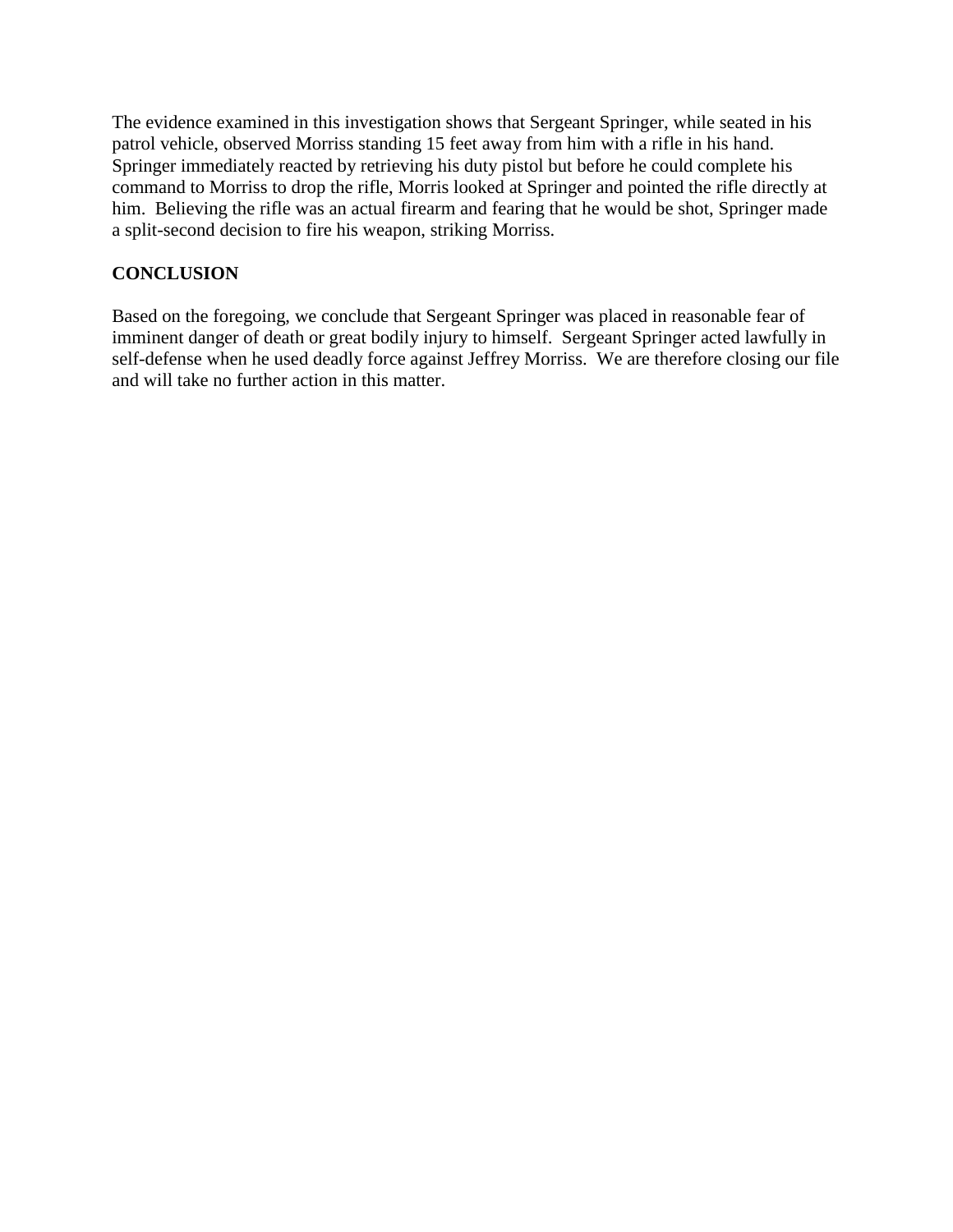The evidence examined in this investigation shows that Sergeant Springer, while seated in his patrol vehicle, observed Morriss standing 15 feet away from him with a rifle in his hand. Springer immediately reacted by retrieving his duty pistol but before he could complete his command to Morriss to drop the rifle, Morris looked at Springer and pointed the rifle directly at him. Believing the rifle was an actual firearm and fearing that he would be shot, Springer made a split-second decision to fire his weapon, striking Morriss.

**CONCLUSION**

Based on the foregoing, we conclude that Sergeant Springer was placed in reasonable fear of imminent danger of death or great bodily injury to himself. Sergeant Springer acted lawfully in self-defense when he used deadly force against Jeffrey Morriss. We are therefore closing our file and will take no further action in this matter.